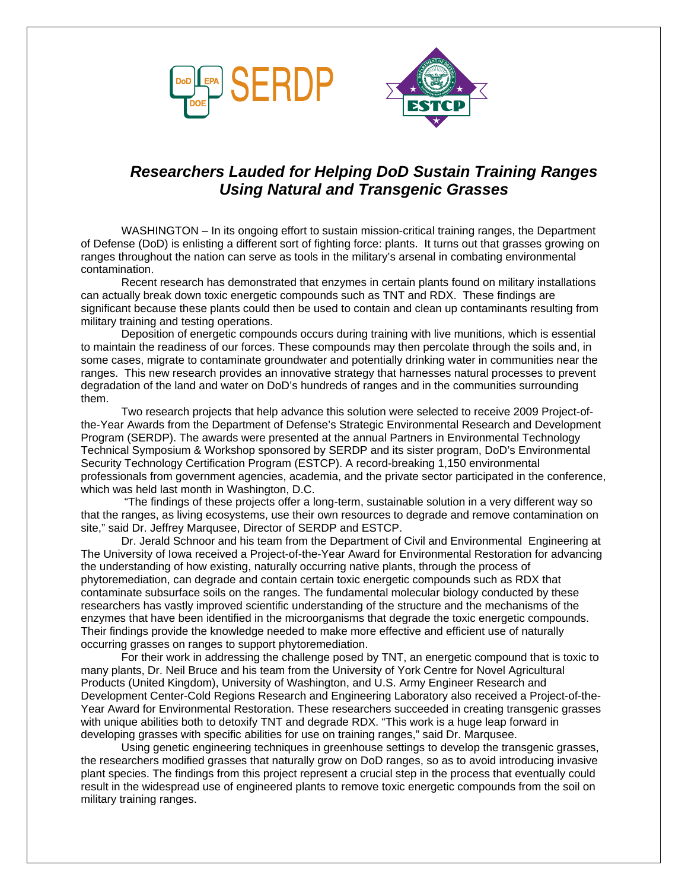# *Researchers Lauded for Helping DoD Sustain Training Ranges Using Natural and Transgenic Grasses*

WASHINGTON – In its ongoing effort to sustain mission-critical training ranges, the Department of Defense (DoD) is enlisting a different sort of fighting force: plants. It turns out that grasses growing on ranges throughout the nation can serve as tools in the military's arsenal in combating environmental contamination.

Recent research has demonstrated that enzymes in certain plants found on military installations can actually break down toxic energetic compounds such as TNT and RDX. These findings are significant because these plants could then be used to contain and clean up contaminants resulting from military training and testing operations.

Deposition of energetic compounds occurs during training with live munitions, which is essential to maintain the readiness of our forces. These compounds may then percolate through the soils and, in some cases, migrate to contaminate groundwater and potentially drinking water in communities near the ranges. This new research provides an innovative strategy that harnesses natural processes to prevent degradation of the land and water on DoD's hundreds of ranges and in the communities surrounding them.

Two research projects that help advance this solution were selected to receive 2009 Project-of-the-Year Awards from the Department of Defense's Strategic Environmental Research and Development Program (SERDP). The awards were presented at the annual Partners in Environmental Technology Technical Symposium & Workshop sponsored by SERDP and its sister program, DoD's Environmental Security Technology Certification Program (ESTCP). A record-breaking 1,150 environmental professionals from government agencies, academia, and the private sector participated in the conference, which was held last month in Washington, D.C.

"The findings of these projects offer a long-term, sustainable solution in a very different way so that the ranges, as living ecosystems, use their own resources to degrade and remove contamination on site," said Dr. Jeffrey Marqusee, Director of SERDP and ESTCP.

Dr. Jerald Schnoor and his team from the Department of Civil and Environmental Engineering at The University of Iowa received a Project-of-the-Year Award for Environmental Restoration for advancing the understanding of how existing, naturally occurring native plants, through the process of phytoremediation, can degrade and contain certain toxic energetic compounds such as RDX that contaminate subsurface soils on the ranges. The fundamental molecular biology conducted by these researchers has vastly improved scientific understanding of the structure and the mechanisms of the enzymes that have been identified in the microorganisms that degrade the toxic energetic compounds. Their findings provide the knowledge needed to make more effective and efficient use of naturally occurring grasses on ranges to support phytoremediation.

For their work in addressing the challenge posed by TNT, an energetic compound that is toxic to many plants, Dr. Neil Bruce and his team from the University of York Centre for Novel Agricultural Products (United Kingdom), University of Washington, and U.S. Army Engineer Research and Development Center-Cold Regions Research and Engineering Laboratory also received a Project-of-the-Year Award for Environmental Restoration. These researchers succeeded in creating transgenic grasses with unique abilities both to detoxify TNT and degrade RDX. "This work is a huge leap forward in developing grasses with specific abilities for use on training ranges," said Dr. Marqusee.

Using genetic engineering techniques in greenhouse settings to develop the transgenic grasses, the researchers modified grasses that naturally grow on DoD ranges, so as to avoid introducing invasive plant species. The findings from this project represent a crucial step in the process that eventually could result in the widespread use of engineered plants to remove toxic energetic compounds from the soil on military training ranges.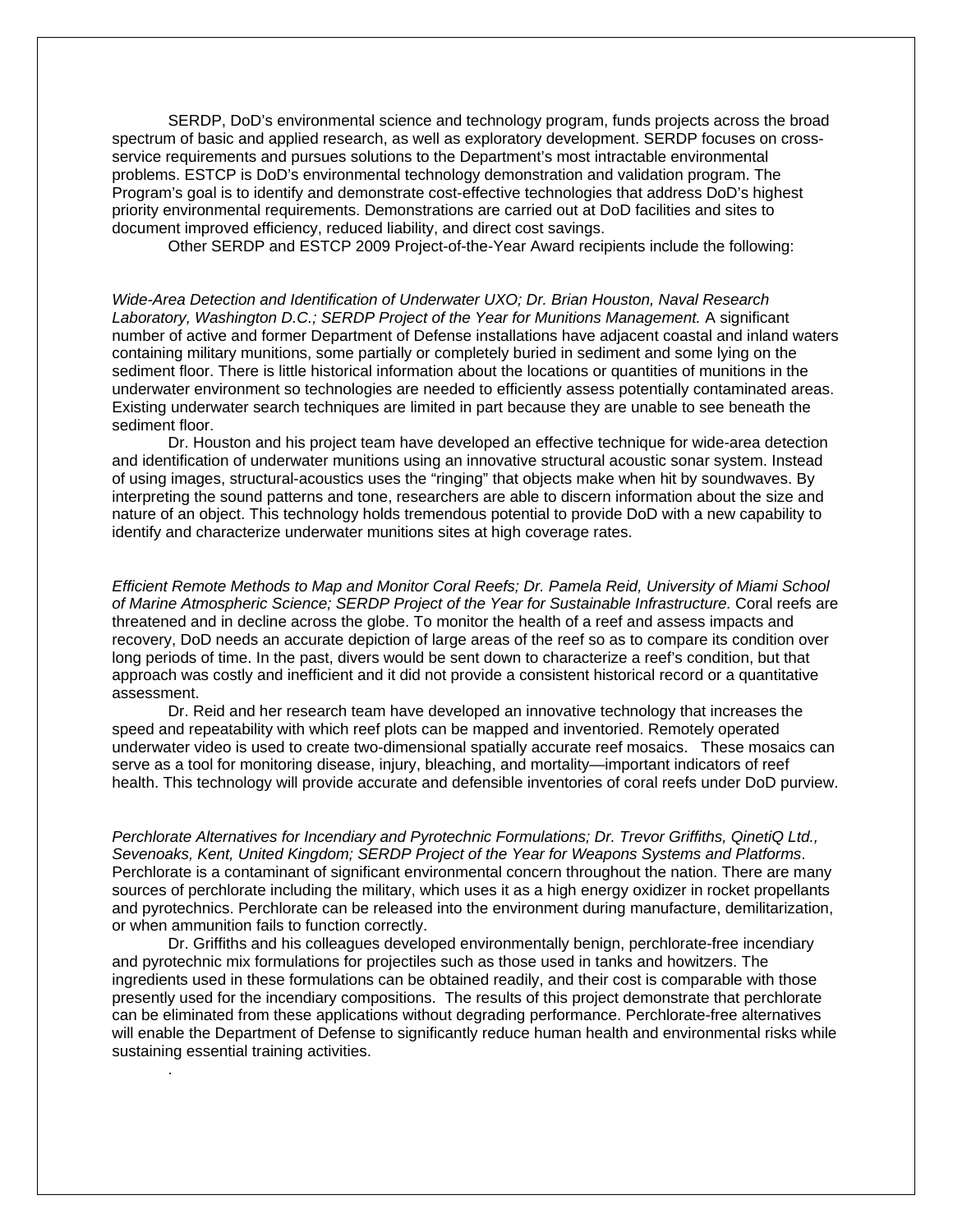SERDP, DoD's environmental science and technology program, funds projects across the broad spectrum of basic and applied research, as well as exploratory development. SERDP focuses on cross-service requirements and pursues solutions to the Department's most intractable environmental problems. ESTCP is DoD's environmental technology demonstration and validation program. The Program's goal is to identify and demonstrate cost-effective technologies that address DoD's highest priority environmental requirements. Demonstrations are carried out at DoD facilities and sites to document improved efficiency, reduced liability, and direct cost savings.

Other SERDP and ESTCP 2009 Project-of-the-Year Award recipients include the following:

*Wide-Area Detection and Identification of Underwater UXO; Dr. Brian Houston, Naval Research Laboratory, Washington D.C.; SERDP Project of the Year for Munitions Management.* A significant number of active and former Department of Defense installations have adjacent coastal and inland waters containing military munitions, some partially or completely buried in sediment and some lying on the sediment floor. There is little historical information about the locations or quantities of munitions in the underwater environment so technologies are needed to efficiently assess potentially contaminated areas. Existing underwater search techniques are limited in part because they are unable to see beneath the sediment floor.

Dr. Houston and his project team have developed an effective technique for wide-area detection and identification of underwater munitions using an innovative structural acoustic sonar system. Instead of using images, structural-acoustics uses the "ringing" that objects make when hit by soundwaves. By interpreting the sound patterns and tone, researchers are able to discern information about the size and nature of an object. This technology holds tremendous potential to provide DoD with a new capability to identify and characterize underwater munitions sites at high coverage rates.

*Efficient Remote Methods to Map and Monitor Coral Reefs; Dr. Pamela Reid, University of Miami School of Marine Atmospheric Science; SERDP Project of the Year for Sustainable Infrastructure.* Coral reefs are threatened and in decline across the globe. To monitor the health of a reef and assess impacts and recovery, DoD needs an accurate depiction of large areas of the reef so as to compare its condition over long periods of time. In the past, divers would be sent down to characterize a reef's condition, but that approach was costly and inefficient and it did not provide a consistent historical record or a quantitative assessment.

Dr. Reid and her research team have developed an innovative technology that increases the speed and repeatability with which reef plots can be mapped and inventoried. Remotely operated underwater video is used to create two-dimensional spatially accurate reef mosaics. These mosaics can serve as a tool for monitoring disease, injury, bleaching, and mortality—important indicators of reef health. This technology will provide accurate and defensible inventories of coral reefs under DoD purview.

*Perchlorate Alternatives for Incendiary and Pyrotechnic Formulations; Dr. Trevor Griffiths, QinetiQ Ltd., Sevenoaks, Kent, United Kingdom; SERDP Project of the Year for Weapons Systems and Platforms*. Perchlorate is a contaminant of significant environmental concern throughout the nation. There are many sources of perchlorate including the military, which uses it as a high energy oxidizer in rocket propellants and pyrotechnics. Perchlorate can be released into the environment during manufacture, demilitarization, or when ammunition fails to function correctly.

Dr. Griffiths and his colleagues developed environmentally benign, perchlorate-free incendiary and pyrotechnic mix formulations for projectiles such as those used in tanks and howitzers. The ingredients used in these formulations can be obtained readily, and their cost is comparable with those presently used for the incendiary compositions. The results of this project demonstrate that perchlorate can be eliminated from these applications without degrading performance. Perchlorate-free alternatives will enable the Department of Defense to significantly reduce human health and environmental risks while sustaining essential training activities.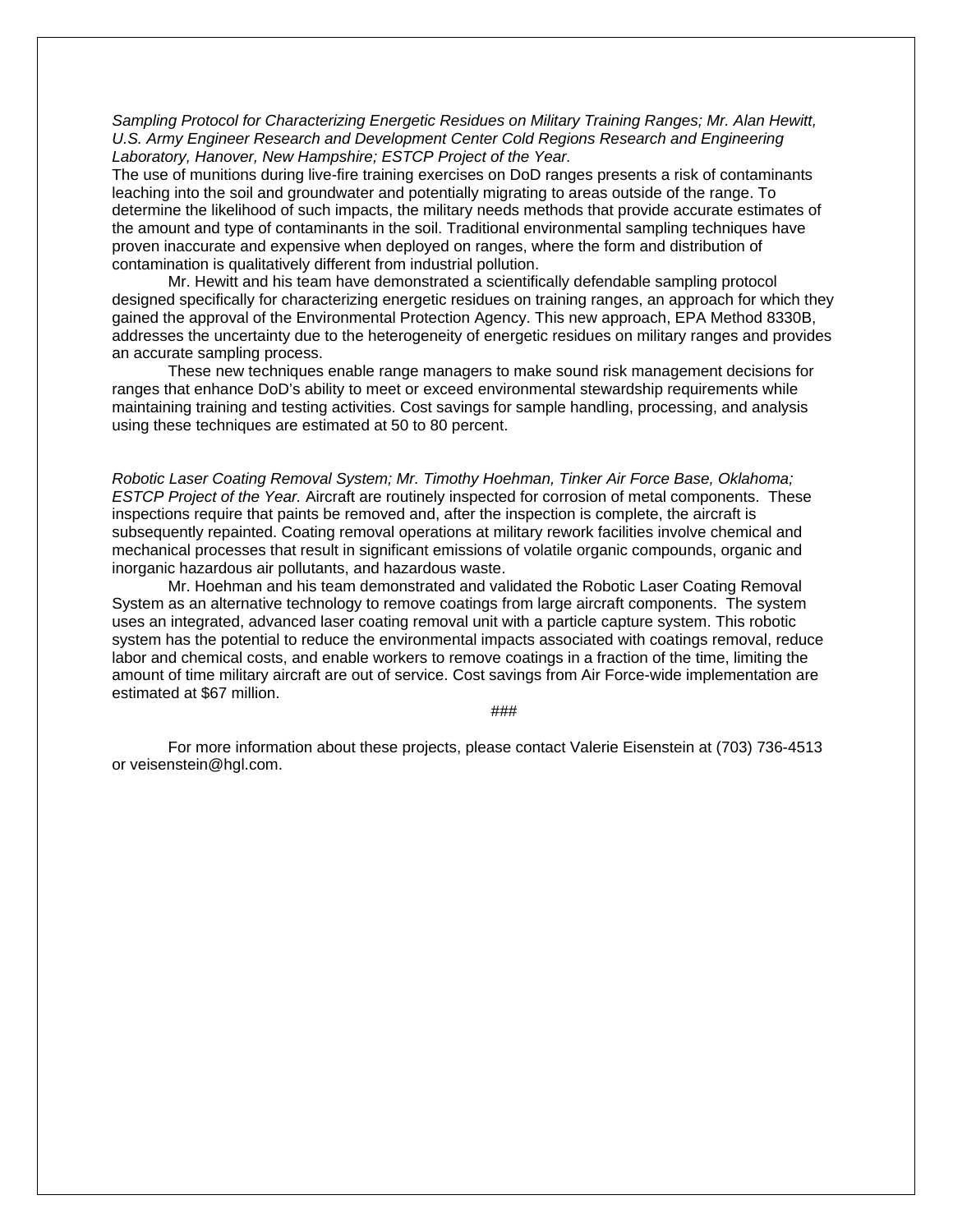*Sampling Protocol for Characterizing Energetic Residues on Military Training Ranges; Mr. Alan Hewitt, U.S. Army Engineer Research and Development Center Cold Regions Research and Engineering Laboratory, Hanover, New Hampshire; ESTCP Project of the Year.*

The use of munitions during live-fire training exercises on DoD ranges presents a risk of contaminants leaching into the soil and groundwater and potentially migrating to areas outside of the range. To determine the likelihood of such impacts, the military needs methods that provide accurate estimates of the amount and type of contaminants in the soil. Traditional environmental sampling techniques have proven inaccurate and expensive when deployed on ranges, where the form and distribution of contamination is qualitatively different from industrial pollution.

Mr. Hewitt and his team have demonstrated a scientifically defendable sampling protocol designed specifically for characterizing energetic residues on training ranges, an approach for which they gained the approval of the Environmental Protection Agency. This new approach, EPA Method 8330B, addresses the uncertainty due to the heterogeneity of energetic residues on military ranges and provides an accurate sampling process.

These new techniques enable range managers to make sound risk management decisions for ranges that enhance DoD's ability to meet or exceed environmental stewardship requirements while maintaining training and testing activities. Cost savings for sample handling, processing, and analysis using these techniques are estimated at 50 to 80 percent.

*Robotic Laser Coating Removal System; Mr. Timothy Hoehman, Tinker Air Force Base, Oklahoma; ESTCP Project of the Year.* Aircraft are routinely inspected for corrosion of metal components. These inspections require that paints be removed and, after the inspection is complete, the aircraft is subsequently repainted. Coating removal operations at military rework facilities involve chemical and mechanical processes that result in significant emissions of volatile organic compounds, organic and inorganic hazardous air pollutants, and hazardous waste.

Mr. Hoehman and his team demonstrated and validated the Robotic Laser Coating Removal System as an alternative technology to remove coatings from large aircraft components. The system uses an integrated, advanced laser coating removal unit with a particle capture system. This robotic system has the potential to reduce the environmental impacts associated with coatings removal, reduce labor and chemical costs, and enable workers to remove coatings in a fraction of the time, limiting the amount of time military aircraft are out of service. Cost savings from Air Force-wide implementation are estimated at $67 million.

###

For more information about these projects, please contact Valerie Eisenstein at (703) 736-4513 or veisenstein@hgl.com.